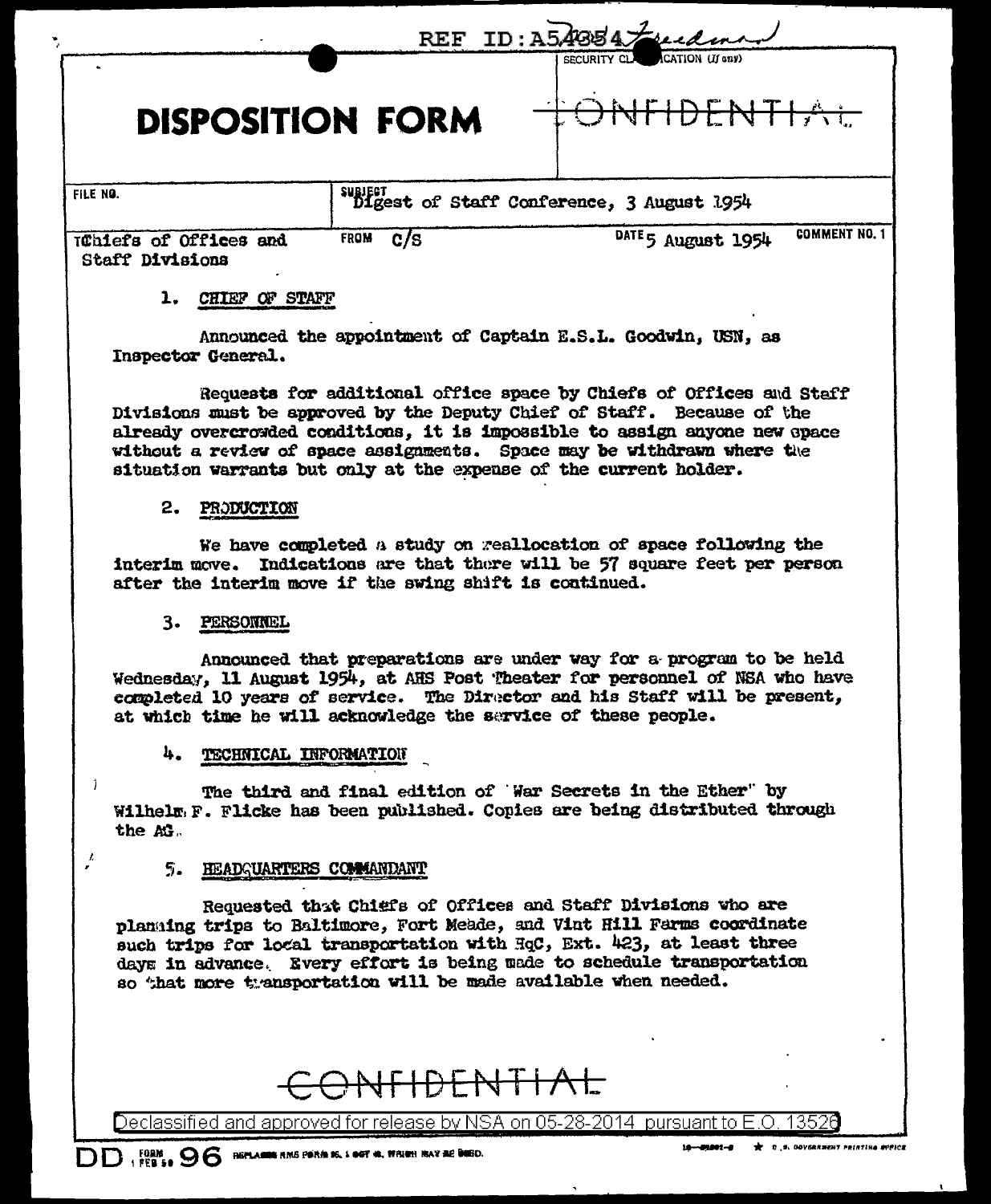REF ID:A54354

SECURITY CLASSIFICATION (If any)

# DISPOSITION FORM

CONFIDENTIAL

| FILE NO. | SUBJECT Digest of Staff Conference, 3 August 1954 | | |
|---|---|---|---|
| TO Chiefs of Offices and Staff Divisions | FROM C/S | DATE 5 August 1954 | COMMENT NO. 1 |

1. CHIEF OF STAFF

Announced the appointment of Captain E.S.L. Goodwin, USN, as Inspector General.

Requests for additional office space by Chiefs of Offices and Staff Divisions must be approved by the Deputy Chief of Staff. Because of the already overcrowded conditions, it is impossible to assign anyone new space without a review of space assignments. Space may be withdrawn where the situation warrants but only at the expense of the current holder.

2. PRODUCTION

We have completed a study on reallocation of space following the interim move. Indications are that there will be 57 square feet per person after the interim move if the swing shift is continued.

3. PERSONNEL

Announced that preparations are under way for a program to be held Wednesday, 11 August 1954, at AHS Post Theater for personnel of NSA who have completed 10 years of service. The Director and his Staff will be present, at which time he will acknowledge the service of these people.

4. TECHNICAL INFORMATION

The third and final edition of "War Secrets in the Ether" by Wilhelm F. Flicke has been published. Copies are being distributed through the AG.

5. HEADQUARTERS COMMANDANT

Requested that Chiefs of Offices and Staff Divisions who are planning trips to Baltimore, Fort Meade, and Vint Hill Farms coordinate such trips for local transportation with HqC, Ext. 423, at least three days in advance. Every effort is being made to schedule transportation so that more transportation will be made available when needed.

CONFIDENTIAL

Declassified and approved for release by NSA on 05-28-2014 pursuant to E.O. 13526

DD FORM 1 FEB 50 96 REPLACES NME FORM 96, 1 OCT 48, WHICH MAY BE USED.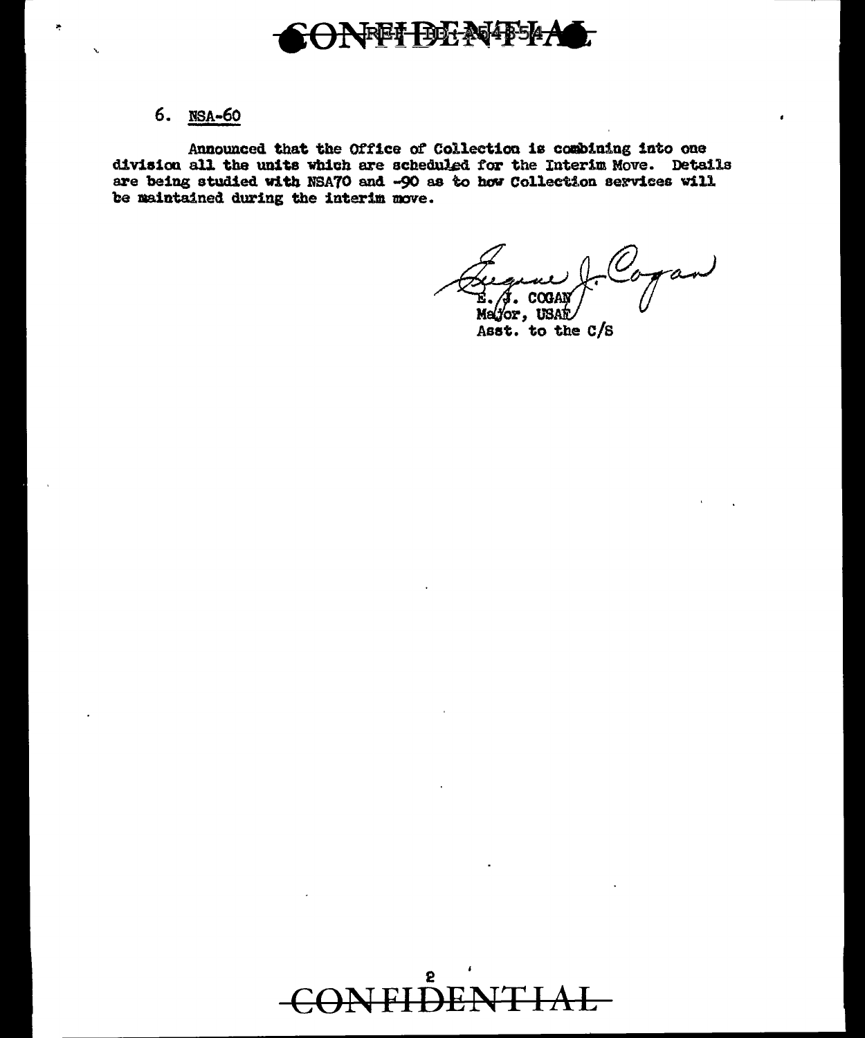CONFIDENTIAL

6. NSA-60

Announced that the Office of Collection is combining into one division all the units which are scheduled for the Interim Move. Details are being studied with NSA70 and -90 as to how Collection services will be maintained during the interim move.

E. J. COGAN
Major, USAF
Asst. to the C/S

CONFIDENTIAL